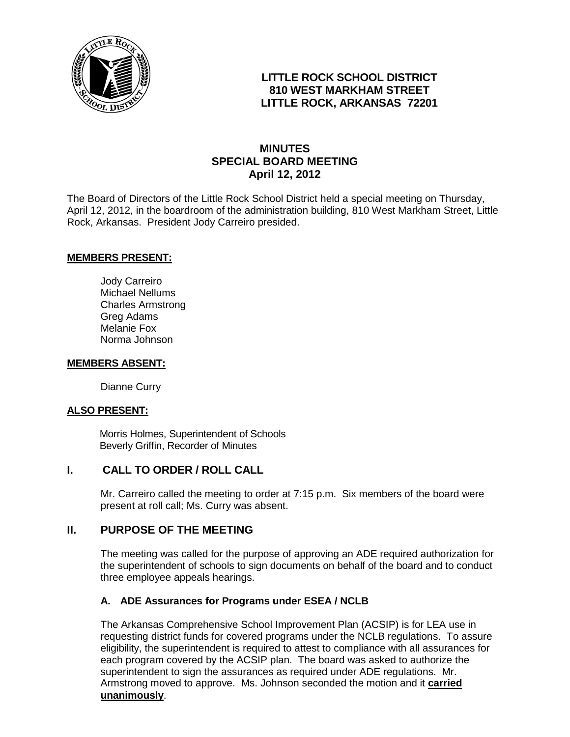**LITTLE ROCK SCHOOL DISTRICT**
**810 WEST MARKHAM STREET**
**LITTLE ROCK, ARKANSAS 72201**

# MINUTES
## SPECIAL BOARD MEETING
### April 12, 2012

The Board of Directors of the Little Rock School District held a special meeting on Thursday, April 12, 2012, in the boardroom of the administration building, 810 West Markham Street, Little Rock, Arkansas. President Jody Carreiro presided.

**MEMBERS PRESENT:**

Jody Carreiro
Michael Nellums
Charles Armstrong
Greg Adams
Melanie Fox
Norma Johnson

**MEMBERS ABSENT:**

Dianne Curry

**ALSO PRESENT:**

Morris Holmes, Superintendent of Schools
Beverly Griffin, Recorder of Minutes

## I. CALL TO ORDER / ROLL CALL

Mr. Carreiro called the meeting to order at 7:15 p.m. Six members of the board were present at roll call; Ms. Curry was absent.

## II. PURPOSE OF THE MEETING

The meeting was called for the purpose of approving an ADE required authorization for the superintendent of schools to sign documents on behalf of the board and to conduct three employee appeals hearings.

### A. ADE Assurances for Programs under ESEA / NCLB

The Arkansas Comprehensive School Improvement Plan (ACSIP) is for LEA use in requesting district funds for covered programs under the NCLB regulations. To assure eligibility, the superintendent is required to attest to compliance with all assurances for each program covered by the ACSIP plan. The board was asked to authorize the superintendent to sign the assurances as required under ADE regulations. Mr. Armstrong moved to approve. Ms. Johnson seconded the motion and it **carried unanimously**.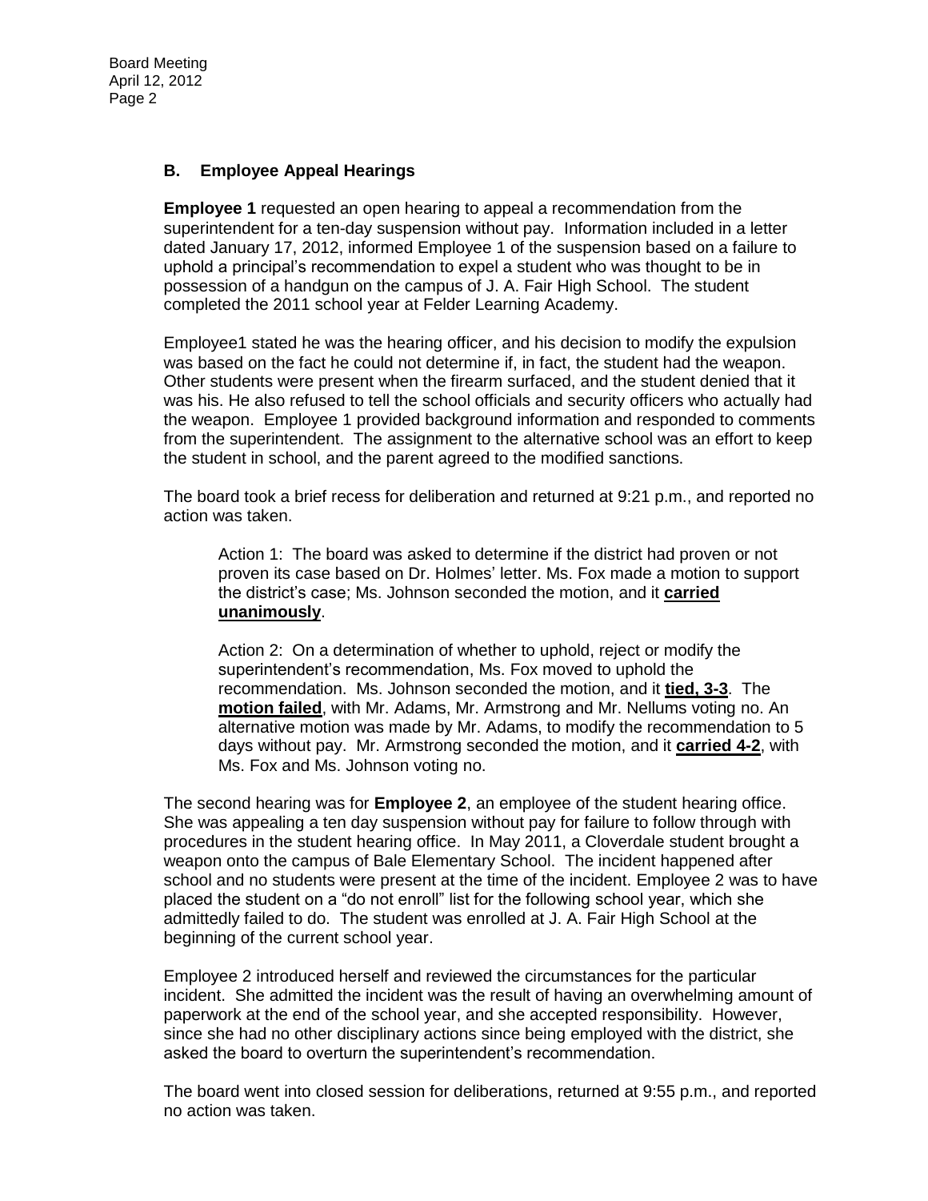## B. Employee Appeal Hearings

**Employee 1** requested an open hearing to appeal a recommendation from the superintendent for a ten-day suspension without pay. Information included in a letter dated January 17, 2012, informed Employee 1 of the suspension based on a failure to uphold a principal's recommendation to expel a student who was thought to be in possession of a handgun on the campus of J. A. Fair High School. The student completed the 2011 school year at Felder Learning Academy.

Employee1 stated he was the hearing officer, and his decision to modify the expulsion was based on the fact he could not determine if, in fact, the student had the weapon. Other students were present when the firearm surfaced, and the student denied that it was his. He also refused to tell the school officials and security officers who actually had the weapon. Employee 1 provided background information and responded to comments from the superintendent. The assignment to the alternative school was an effort to keep the student in school, and the parent agreed to the modified sanctions.

The board took a brief recess for deliberation and returned at 9:21 p.m., and reported no action was taken.

> Action 1: The board was asked to determine if the district had proven or not proven its case based on Dr. Holmes' letter. Ms. Fox made a motion to support the district's case; Ms. Johnson seconded the motion, and it **carried unanimously**.
>
> Action 2: On a determination of whether to uphold, reject or modify the superintendent's recommendation, Ms. Fox moved to uphold the recommendation. Ms. Johnson seconded the motion, and it **tied, 3-3**. The **motion failed**, with Mr. Adams, Mr. Armstrong and Mr. Nellums voting no. An alternative motion was made by Mr. Adams, to modify the recommendation to 5 days without pay. Mr. Armstrong seconded the motion, and it **carried 4-2**, with Ms. Fox and Ms. Johnson voting no.

The second hearing was for **Employee 2**, an employee of the student hearing office. She was appealing a ten day suspension without pay for failure to follow through with procedures in the student hearing office. In May 2011, a Cloverdale student brought a weapon onto the campus of Bale Elementary School. The incident happened after school and no students were present at the time of the incident. Employee 2 was to have placed the student on a "do not enroll" list for the following school year, which she admittedly failed to do. The student was enrolled at J. A. Fair High School at the beginning of the current school year.

Employee 2 introduced herself and reviewed the circumstances for the particular incident. She admitted the incident was the result of having an overwhelming amount of paperwork at the end of the school year, and she accepted responsibility. However, since she had no other disciplinary actions since being employed with the district, she asked the board to overturn the superintendent's recommendation.

The board went into closed session for deliberations, returned at 9:55 p.m., and reported no action was taken.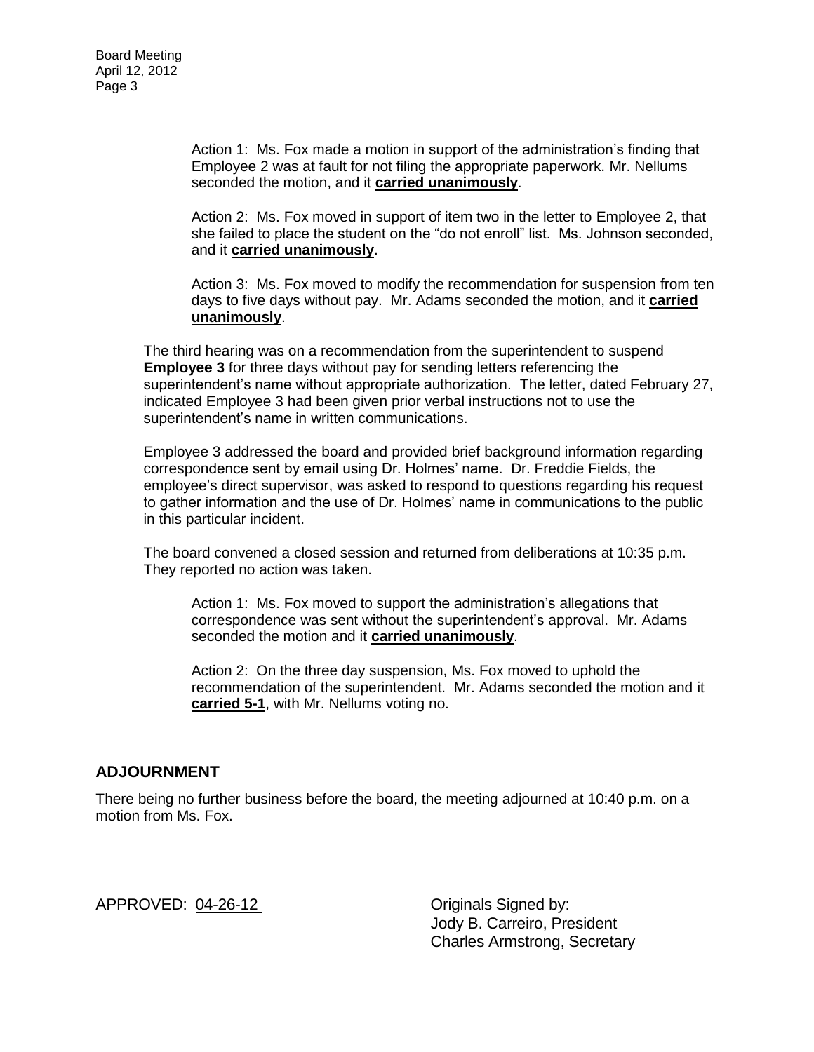Action 1: Ms. Fox made a motion in support of the administration's finding that Employee 2 was at fault for not filing the appropriate paperwork. Mr. Nellums seconded the motion, and it **carried unanimously**.

Action 2: Ms. Fox moved in support of item two in the letter to Employee 2, that she failed to place the student on the "do not enroll" list. Ms. Johnson seconded, and it **carried unanimously**.

Action 3: Ms. Fox moved to modify the recommendation for suspension from ten days to five days without pay. Mr. Adams seconded the motion, and it **carried unanimously**.

The third hearing was on a recommendation from the superintendent to suspend **Employee 3** for three days without pay for sending letters referencing the superintendent's name without appropriate authorization. The letter, dated February 27, indicated Employee 3 had been given prior verbal instructions not to use the superintendent's name in written communications.

Employee 3 addressed the board and provided brief background information regarding correspondence sent by email using Dr. Holmes' name. Dr. Freddie Fields, the employee's direct supervisor, was asked to respond to questions regarding his request to gather information and the use of Dr. Holmes' name in communications to the public in this particular incident.

The board convened a closed session and returned from deliberations at 10:35 p.m. They reported no action was taken.

Action 1: Ms. Fox moved to support the administration's allegations that correspondence was sent without the superintendent's approval. Mr. Adams seconded the motion and it **carried unanimously**.

Action 2: On the three day suspension, Ms. Fox moved to uphold the recommendation of the superintendent. Mr. Adams seconded the motion and it **carried 5-1**, with Mr. Nellums voting no.

## ADJOURNMENT

There being no further business before the board, the meeting adjourned at 10:40 p.m. on a motion from Ms. Fox.

APPROVED: 04-26-12

Originals Signed by:
Jody B. Carreiro, President
Charles Armstrong, Secretary